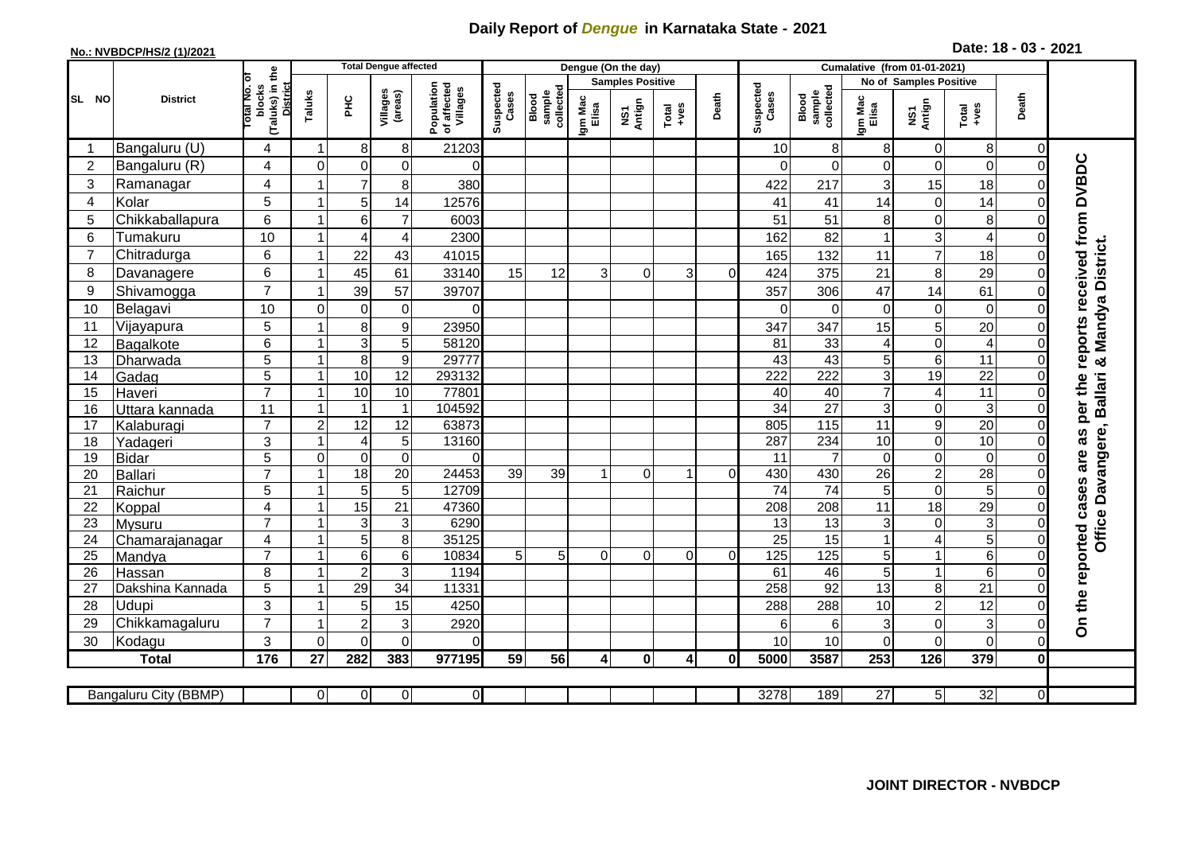# Daily Report of *Dengue* in Karnataka State - 2021

**No.: NVBDCP/HS/2 (1)/2021**

**Date: 18 - 03 - 2021**

| SL NO | District | Total No. of blocks (Taluks) in the District | Total Dengue affected | | | | Dengue (On the day) | | | | | | | Cumalative (from 01-01-2021) | | | | | | | |
|---|---|---|---|---|---|---|---|---|---|---|---|---|---|---|---|---|---|---|---|---|
| | | | Taluks | PHC | Villages (areas) | Population of affected Villages | Suspected Cases | Blood sample collected | Samples Positive | | | Death | Suspected Cases | Blood sample collected | No of Samples Positive | | | Death | |
| | | | | | | | | | Igm Mac Elisa | NS1 Antign | Total +ves | | | | Igm Mac Elisa | NS1 Antign | Total +ves | | |
| 1 | Bangaluru (U) | 4 | 1 | 8 | 8 | 21203 | | | | | | | 10 | 8 | 8 | 0 | 8 | 0 | On the reported cases are as per the reports received from DVBDC Office Davangere, Ballari & Mandya District. |
| 2 | Bangaluru (R) | 4 | 0 | 0 | 0 | 0 | | | | | | | 0 | 0 | 0 | 0 | 0 | 0 | |
| 3 | Ramanagar | 4 | 1 | 7 | 8 | 380 | | | | | | | 422 | 217 | 3 | 15 | 18 | 0 | |
| 4 | Kolar | 5 | 1 | 5 | 14 | 12576 | | | | | | | 41 | 41 | 14 | 0 | 14 | 0 | |
| 5 | Chikkaballapura | 6 | 1 | 6 | 7 | 6003 | | | | | | | 51 | 51 | 8 | 0 | 8 | 0 | |
| 6 | Tumakuru | 10 | 1 | 4 | 4 | 2300 | | | | | | | 162 | 82 | 1 | 3 | 4 | 0 | |
| 7 | Chitradurga | 6 | 1 | 22 | 43 | 41015 | | | | | | | 165 | 132 | 11 | 7 | 18 | 0 | |
| 8 | Davanagere | 6 | 1 | 45 | 61 | 33140 | 15 | 12 | 3 | 0 | 3 | 0 | 424 | 375 | 21 | 8 | 29 | 0 | |
| 9 | Shivamogga | 7 | 1 | 39 | 57 | 39707 | | | | | | | 357 | 306 | 47 | 14 | 61 | 0 | |
| 10 | Belagavi | 10 | 0 | 0 | 0 | 0 | | | | | | | 0 | 0 | 0 | 0 | 0 | 0 | |
| 11 | Vijayapura | 5 | 1 | 8 | 9 | 23950 | | | | | | | 347 | 347 | 15 | 5 | 20 | 0 | |
| 12 | Bagalkote | 6 | 1 | 3 | 5 | 58120 | | | | | | | 81 | 33 | 4 | 0 | 4 | 0 | |
| 13 | Dharwada | 5 | 1 | 8 | 9 | 29777 | | | | | | | 43 | 43 | 5 | 6 | 11 | 0 | |
| 14 | Gadag | 5 | 1 | 10 | 12 | 293132 | | | | | | | 222 | 222 | 3 | 19 | 22 | 0 | |
| 15 | Haveri | 7 | 1 | 10 | 10 | 77801 | | | | | | | 40 | 40 | 7 | 4 | 11 | 0 | |
| 16 | Uttara kannada | 11 | 1 | 1 | 1 | 104592 | | | | | | | 34 | 27 | 3 | 0 | 3 | 0 | |
| 17 | Kalaburagi | 7 | 2 | 12 | 12 | 63873 | | | | | | | 805 | 115 | 11 | 9 | 20 | 0 | |
| 18 | Yadageri | 3 | 1 | 4 | 5 | 13160 | | | | | | | 287 | 234 | 10 | 0 | 10 | 0 | |
| 19 | Bidar | 5 | 0 | 0 | 0 | 0 | | | | | | | 11 | 7 | 0 | 0 | 0 | 0 | |
| 20 | Ballari | 7 | 1 | 18 | 20 | 24453 | 39 | 39 | 1 | 0 | 1 | 0 | 430 | 430 | 26 | 2 | 28 | 0 | |
| 21 | Raichur | 5 | 1 | 5 | 5 | 12709 | | | | | | | 74 | 74 | 5 | 0 | 5 | 0 | |
| 22 | Koppal | 4 | 1 | 15 | 21 | 47360 | | | | | | | 208 | 208 | 11 | 18 | 29 | 0 | |
| 23 | Mysuru | 7 | 1 | 3 | 3 | 6290 | | | | | | | 13 | 13 | 3 | 0 | 3 | 0 | |
| 24 | Chamarajanagar | 4 | 1 | 5 | 8 | 35125 | | | | | | | 25 | 15 | 1 | 4 | 5 | 0 | |
| 25 | Mandya | 7 | 1 | 6 | 6 | 10834 | 5 | 5 | 0 | 0 | 0 | 0 | 125 | 125 | 5 | 1 | 6 | 0 | |
| 26 | Hassan | 8 | 1 | 2 | 3 | 1194 | | | | | | | 61 | 46 | 5 | 1 | 6 | 0 | |
| 27 | Dakshina Kannada | 5 | 1 | 29 | 34 | 11331 | | | | | | | 258 | 92 | 13 | 8 | 21 | 0 | |
| 28 | Udupi | 3 | 1 | 5 | 15 | 4250 | | | | | | | 288 | 288 | 10 | 2 | 12 | 0 | |
| 29 | Chikkamagaluru | 7 | 1 | 2 | 3 | 2920 | | | | | | | 6 | 6 | 3 | 0 | 3 | 0 | |
| 30 | Kodagu | 3 | 0 | 0 | 0 | 0 | | | | | | | 10 | 10 | 0 | 0 | 0 | 0 | |
| | **Total** | **176** | **27** | **282** | **383** | **977195** | **59** | **56** | **4** | **0** | **4** | **0** | **5000** | **3587** | **253** | **126** | **379** | **0** | |
| | Bangaluru City (BBMP) | | 0 | 0 | 0 | 0 | | | | | | | 3278 | 189 | 27 | 5 | 32 | 0 | |

**JOINT DIRECTOR - NVBDCP**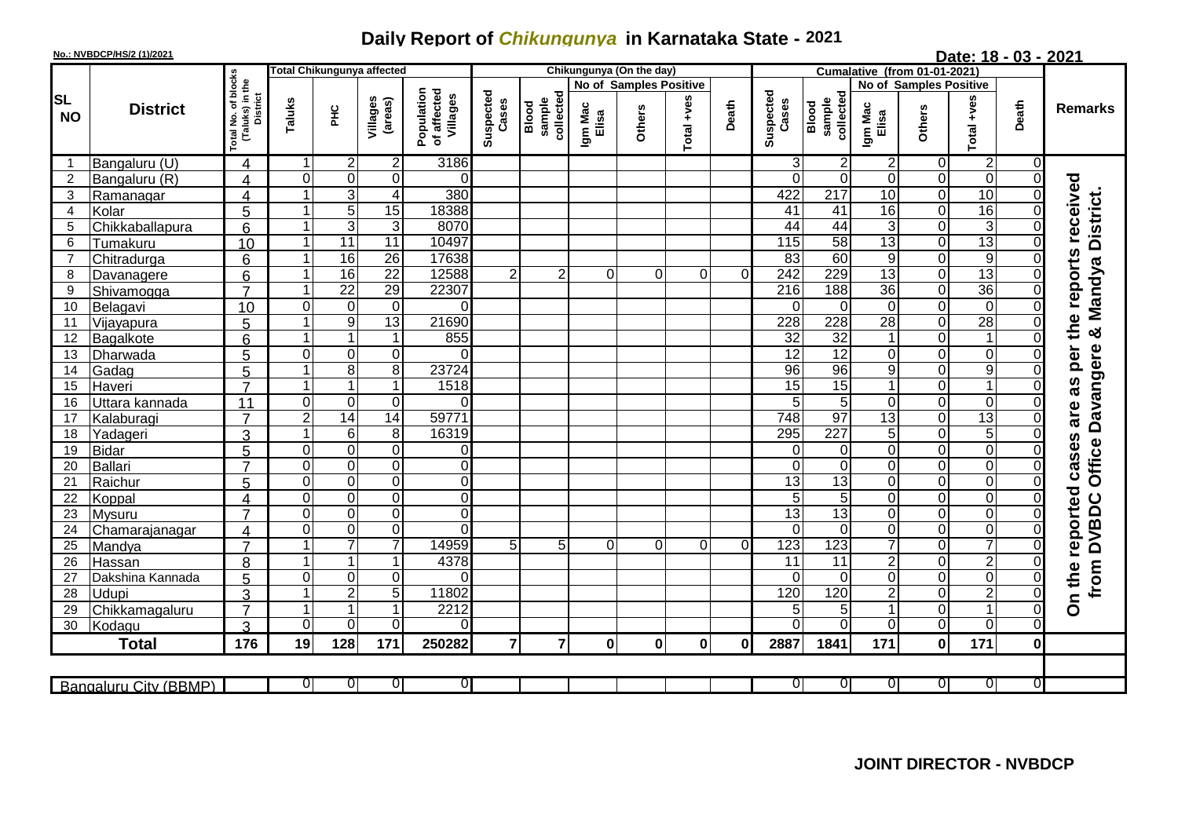# Daily Report of *Chikungunya* in Karnataka State - 2021

**No.: NVBDCP/HS/2 (1)/2021**

**Date: 18 - 03 - 2021**

| SL NO | District | Total No. of blocks (Taluks) in the District | Total Chikungunya affected | | | | Chikungunya (On the day) | | | | | | | Cumalative (from 01-01-2021) | | | | | | | Remarks |
|---|---|---|---|---|---|---|---|---|---|---|---|---|---|---|---|---|---|---|---|---|---|
| | | | | | | | | | No of Samples Positive | | | | | | | No of Samples Positive | | | | | |
| | | | Taluks | PHC | Villages (areas) | Population of affected Villages | Suspected Cases | Blood sample collected | Igm Mac Elisa | Others | Total +ves | Death | Suspected Cases | Blood sample collected | Igm Mac Elisa | Others | Total +ves | Death | |
| 1 | Bangaluru (U) | 4 | 1 | 2 | 2 | 3186 | | | | | | | 3 | 2 | 2 | 0 | 2 | 0 | On the reported cases are as per the reports received from DVBDC Office Davangere & Mandya District. |
| 2 | Bangaluru (R) | 4 | 0 | 0 | 0 | 0 | | | | | | | 0 | 0 | 0 | 0 | 0 | 0 | |
| 3 | Ramanagar | 4 | 1 | 3 | 4 | 380 | | | | | | | 422 | 217 | 10 | 0 | 10 | 0 | |
| 4 | Kolar | 5 | 1 | 5 | 15 | 18388 | | | | | | | 41 | 41 | 16 | 0 | 16 | 0 | |
| 5 | Chikkaballapura | 6 | 1 | 3 | 3 | 8070 | | | | | | | 44 | 44 | 3 | 0 | 3 | 0 | |
| 6 | Tumakuru | 10 | 1 | 11 | 11 | 10497 | | | | | | | 115 | 58 | 13 | 0 | 13 | 0 | |
| 7 | Chitradurga | 6 | 1 | 16 | 26 | 17638 | | | | | | | 83 | 60 | 9 | 0 | 9 | 0 | |
| 8 | Davanagere | 6 | 1 | 16 | 22 | 12588 | 2 | 2 | 0 | 0 | 0 | 0 | 242 | 229 | 13 | 0 | 13 | 0 | |
| 9 | Shivamogga | 7 | 1 | 22 | 29 | 22307 | | | | | | | 216 | 188 | 36 | 0 | 36 | 0 | |
| 10 | Belagavi | 10 | 0 | 0 | 0 | 0 | | | | | | | 0 | 0 | 0 | 0 | 0 | 0 | |
| 11 | Vijayapura | 5 | 1 | 9 | 13 | 21690 | | | | | | | 228 | 228 | 28 | 0 | 28 | 0 | |
| 12 | Bagalkote | 6 | 1 | 1 | 1 | 855 | | | | | | | 32 | 32 | 1 | 0 | 1 | 0 | |
| 13 | Dharwada | 5 | 0 | 0 | 0 | 0 | | | | | | | 12 | 12 | 0 | 0 | 0 | 0 | |
| 14 | Gadag | 5 | 1 | 8 | 8 | 23724 | | | | | | | 96 | 96 | 9 | 0 | 9 | 0 | |
| 15 | Haveri | 7 | 1 | 1 | 1 | 1518 | | | | | | | 15 | 15 | 1 | 0 | 1 | 0 | |
| 16 | Uttara kannada | 11 | 0 | 0 | 0 | 0 | | | | | | | 5 | 5 | 0 | 0 | 0 | 0 | |
| 17 | Kalaburagi | 7 | 2 | 14 | 14 | 59771 | | | | | | | 748 | 97 | 13 | 0 | 13 | 0 | |
| 18 | Yadageri | 3 | 1 | 6 | 8 | 16319 | | | | | | | 295 | 227 | 5 | 0 | 5 | 0 | |
| 19 | Bidar | 5 | 0 | 0 | 0 | 0 | | | | | | | 0 | 0 | 0 | 0 | 0 | 0 | |
| 20 | Ballari | 7 | 0 | 0 | 0 | 0 | | | | | | | 0 | 0 | 0 | 0 | 0 | 0 | |
| 21 | Raichur | 5 | 0 | 0 | 0 | 0 | | | | | | | 13 | 13 | 0 | 0 | 0 | 0 | |
| 22 | Koppal | 4 | 0 | 0 | 0 | 0 | | | | | | | 5 | 5 | 0 | 0 | 0 | 0 | |
| 23 | Mysuru | 7 | 0 | 0 | 0 | 0 | | | | | | | 13 | 13 | 0 | 0 | 0 | 0 | |
| 24 | Chamarajanagar | 4 | 0 | 0 | 0 | 0 | | | | | | | 0 | 0 | 0 | 0 | 0 | 0 | |
| 25 | Mandya | 7 | 1 | 7 | 7 | 14959 | 5 | 5 | 0 | 0 | 0 | 0 | 123 | 123 | 7 | 0 | 7 | 0 | |
| 26 | Hassan | 8 | 1 | 1 | 1 | 4378 | | | | | | | 11 | 11 | 2 | 0 | 2 | 0 | |
| 27 | Dakshina Kannada | 5 | 0 | 0 | 0 | 0 | | | | | | | 0 | 0 | 0 | 0 | 0 | 0 | |
| 28 | Udupi | 3 | 1 | 2 | 5 | 11802 | | | | | | | 120 | 120 | 2 | 0 | 2 | 0 | |
| 29 | Chikkamagaluru | 7 | 1 | 1 | 1 | 2212 | | | | | | | 5 | 5 | 1 | 0 | 1 | 0 | |
| 30 | Kodagu | 3 | 0 | 0 | 0 | 0 | | | | | | | 0 | 0 | 0 | 0 | 0 | 0 | |
| | **Total** | **176** | **19** | **128** | **171** | **250282** | **7** | **7** | **0** | **0** | **0** | **0** | **2887** | **1841** | **171** | **0** | **171** | **0** | |
| | Bangaluru City (BBMP) | | 0 | 0 | 0 | 0 | | | | | | | 0 | 0 | 0 | 0 | 0 | 0 | |

**JOINT DIRECTOR - NVBDCP**